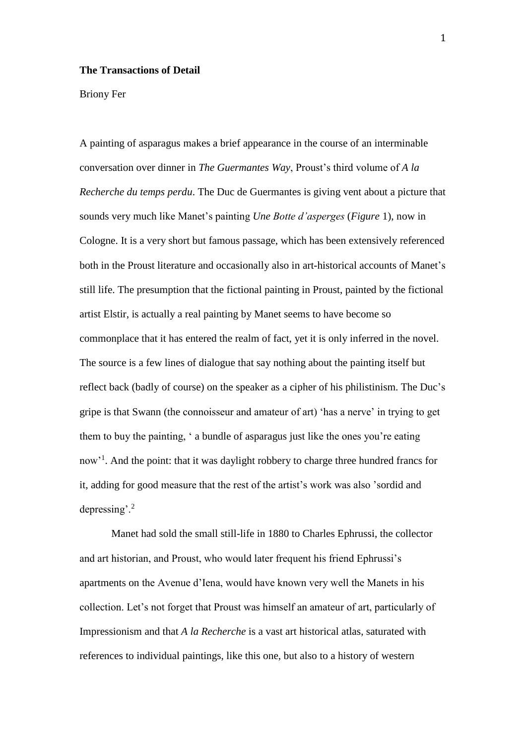**The Transactions of Detail**

Briony Fer

A painting of asparagus makes a brief appearance in the course of an interminable conversation over dinner in *The Guermantes Way*, Proust's third volume of *A la Recherche du temps perdu*. The Duc de Guermantes is giving vent about a picture that sounds very much like Manet's painting *Une Botte d'asperges* (*Figure* 1), now in Cologne. It is a very short but famous passage, which has been extensively referenced both in the Proust literature and occasionally also in art-historical accounts of Manet's still life. The presumption that the fictional painting in Proust, painted by the fictional artist Elstir, is actually a real painting by Manet seems to have become so commonplace that it has entered the realm of fact, yet it is only inferred in the novel. The source is a few lines of dialogue that say nothing about the painting itself but reflect back (badly of course) on the speaker as a cipher of his philistinism. The Duc's gripe is that Swann (the connoisseur and amateur of art) 'has a nerve' in trying to get them to buy the painting, ' a bundle of asparagus just like the ones you're eating now'[1]. And the point: that it was daylight robbery to charge three hundred francs for it, adding for good measure that the rest of the artist's work was also 'sordid and depressing'.[2]

Manet had sold the small still-life in 1880 to Charles Ephrussi, the collector and art historian, and Proust, who would later frequent his friend Ephrussi's apartments on the Avenue d'Iena, would have known very well the Manets in his collection. Let's not forget that Proust was himself an amateur of art, particularly of Impressionism and that *A la Recherche* is a vast art historical atlas, saturated with references to individual paintings, like this one, but also to a history of western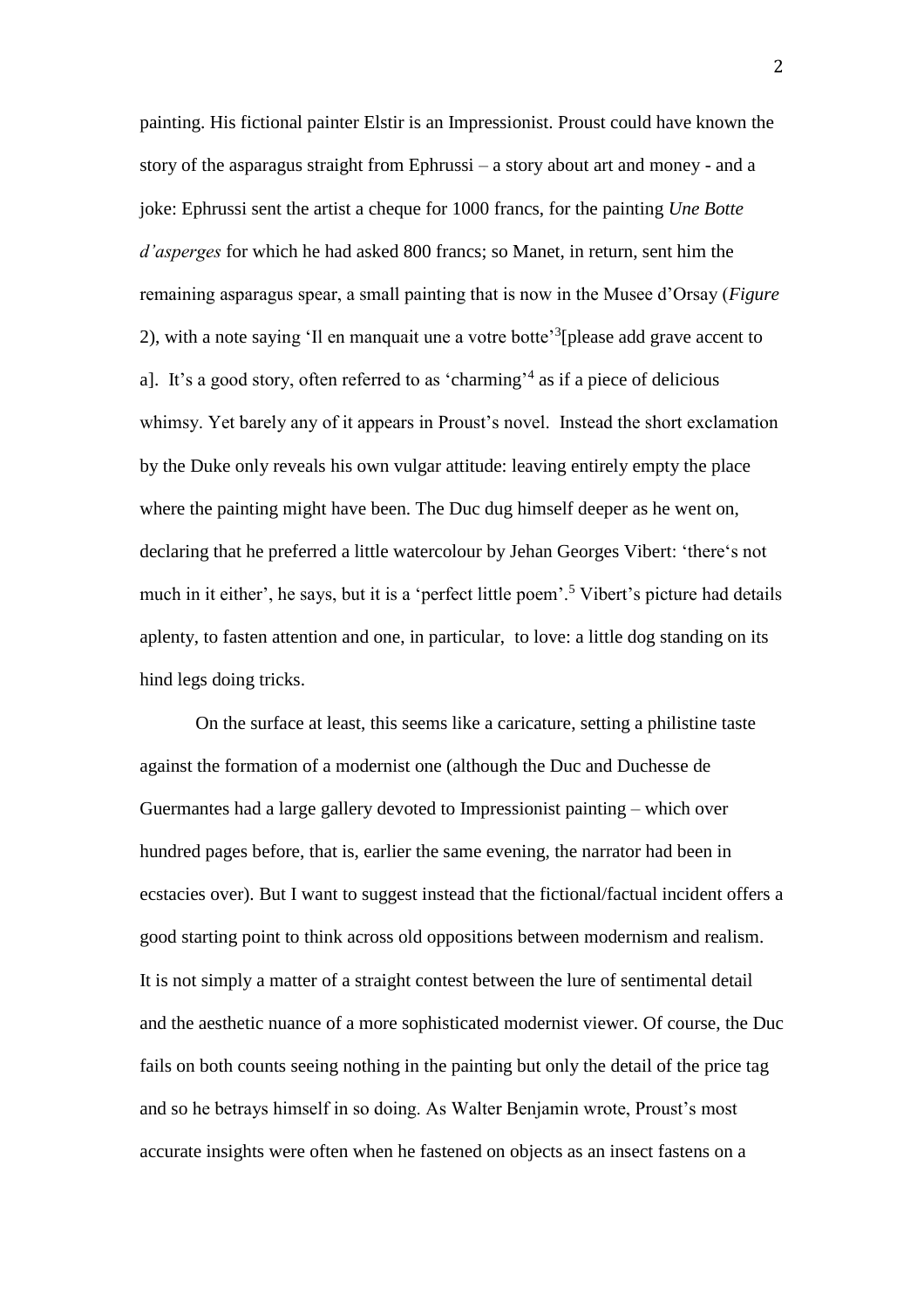painting. His fictional painter Elstir is an Impressionist. Proust could have known the story of the asparagus straight from Ephrussi – a story about art and money - and a joke: Ephrussi sent the artist a cheque for 1000 francs, for the painting *Une Botte d'asperges* for which he had asked 800 francs; so Manet, in return, sent him the remaining asparagus spear, a small painting that is now in the Musee d'Orsay (*Figure* 2), with a note saying 'Il en manquait une a votre botte'[3][please add grave accent to a]. It's a good story, often referred to as 'charming'[4] as if a piece of delicious whimsy. Yet barely any of it appears in Proust's novel. Instead the short exclamation by the Duke only reveals his own vulgar attitude: leaving entirely empty the place where the painting might have been. The Duc dug himself deeper as he went on, declaring that he preferred a little watercolour by Jehan Georges Vibert: 'there's not much in it either', he says, but it is a 'perfect little poem'.[5] Vibert's picture had details aplenty, to fasten attention and one, in particular, to love: a little dog standing on its hind legs doing tricks.

On the surface at least, this seems like a caricature, setting a philistine taste against the formation of a modernist one (although the Duc and Duchesse de Guermantes had a large gallery devoted to Impressionist painting – which over hundred pages before, that is, earlier the same evening, the narrator had been in ecstacies over). But I want to suggest instead that the fictional/factual incident offers a good starting point to think across old oppositions between modernism and realism. It is not simply a matter of a straight contest between the lure of sentimental detail and the aesthetic nuance of a more sophisticated modernist viewer. Of course, the Duc fails on both counts seeing nothing in the painting but only the detail of the price tag and so he betrays himself in so doing. As Walter Benjamin wrote, Proust's most accurate insights were often when he fastened on objects as an insect fastens on a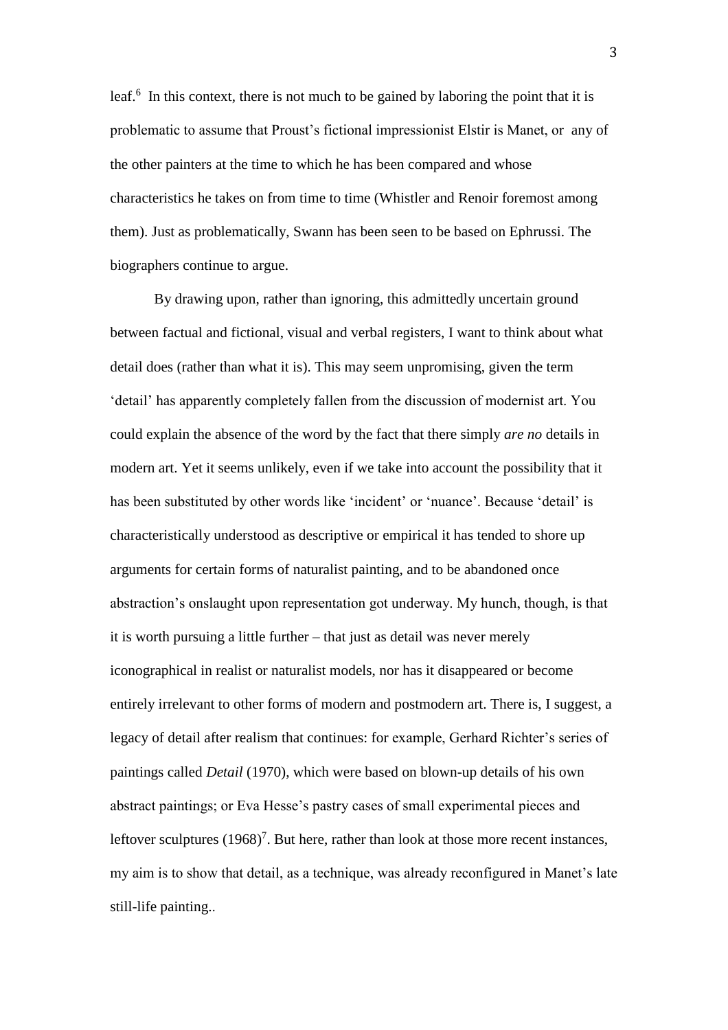leaf.[6] In this context, there is not much to be gained by laboring the point that it is problematic to assume that Proust's fictional impressionist Elstir is Manet, or any of the other painters at the time to which he has been compared and whose characteristics he takes on from time to time (Whistler and Renoir foremost among them). Just as problematically, Swann has been seen to be based on Ephrussi. The biographers continue to argue.

By drawing upon, rather than ignoring, this admittedly uncertain ground between factual and fictional, visual and verbal registers, I want to think about what detail does (rather than what it is). This may seem unpromising, given the term 'detail' has apparently completely fallen from the discussion of modernist art. You could explain the absence of the word by the fact that there simply *are no* details in modern art. Yet it seems unlikely, even if we take into account the possibility that it has been substituted by other words like 'incident' or 'nuance'. Because 'detail' is characteristically understood as descriptive or empirical it has tended to shore up arguments for certain forms of naturalist painting, and to be abandoned once abstraction's onslaught upon representation got underway. My hunch, though, is that it is worth pursuing a little further – that just as detail was never merely iconographical in realist or naturalist models, nor has it disappeared or become entirely irrelevant to other forms of modern and postmodern art. There is, I suggest, a legacy of detail after realism that continues: for example, Gerhard Richter's series of paintings called *Detail* (1970), which were based on blown-up details of his own abstract paintings; or Eva Hesse's pastry cases of small experimental pieces and leftover sculptures (1968)[7]. But here, rather than look at those more recent instances, my aim is to show that detail, as a technique, was already reconfigured in Manet's late still-life painting..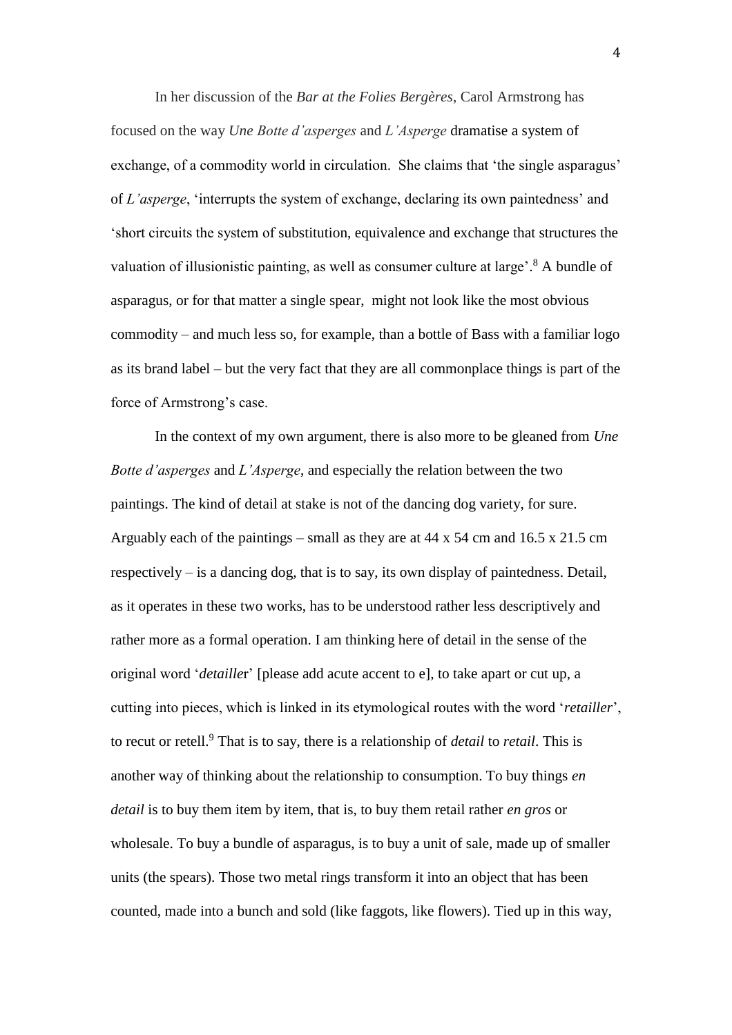In her discussion of the *Bar at the Folies Bergères*, Carol Armstrong has focused on the way *Une Botte d'asperges* and *L'Asperge* dramatise a system of exchange, of a commodity world in circulation. She claims that 'the single asparagus' of *L'asperge*, 'interrupts the system of exchange, declaring its own paintedness' and 'short circuits the system of substitution, equivalence and exchange that structures the valuation of illusionistic painting, as well as consumer culture at large'.[8] A bundle of asparagus, or for that matter a single spear, might not look like the most obvious commodity – and much less so, for example, than a bottle of Bass with a familiar logo as its brand label – but the very fact that they are all commonplace things is part of the force of Armstrong's case.

In the context of my own argument, there is also more to be gleaned from *Une Botte d'asperges* and *L'Asperge*, and especially the relation between the two paintings. The kind of detail at stake is not of the dancing dog variety, for sure. Arguably each of the paintings – small as they are at 44 x 54 cm and 16.5 x 21.5 cm respectively – is a dancing dog, that is to say, its own display of paintedness. Detail, as it operates in these two works, has to be understood rather less descriptively and rather more as a formal operation. I am thinking here of detail in the sense of the original word '*detailler*' [please add acute accent to e], to take apart or cut up, a cutting into pieces, which is linked in its etymological routes with the word '*retailler*', to recut or retell.[9] That is to say, there is a relationship of *detail* to *retail*. This is another way of thinking about the relationship to consumption. To buy things *en detail* is to buy them item by item, that is, to buy them retail rather *en gros* or wholesale. To buy a bundle of asparagus, is to buy a unit of sale, made up of smaller units (the spears). Those two metal rings transform it into an object that has been counted, made into a bunch and sold (like faggots, like flowers). Tied up in this way,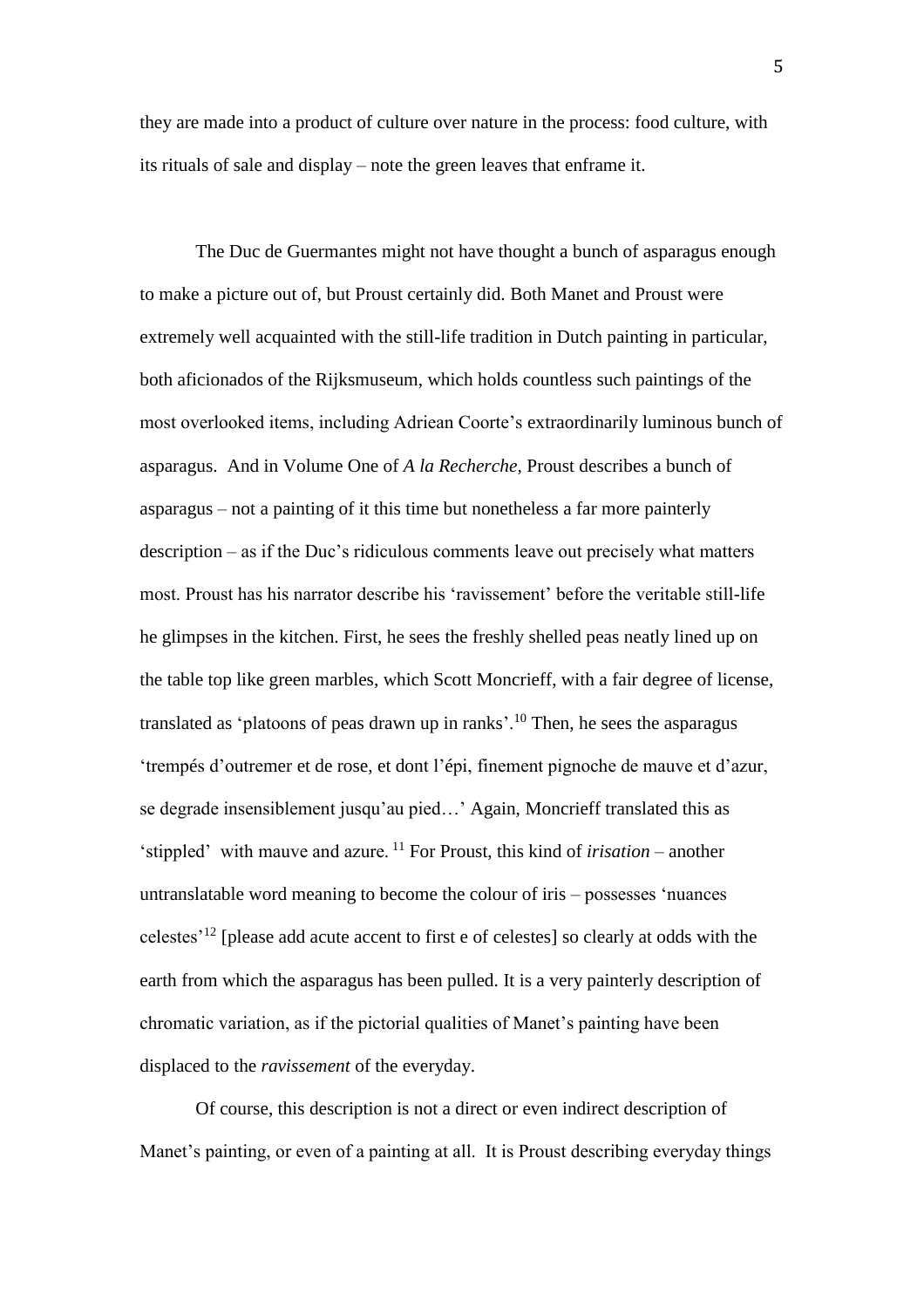they are made into a product of culture over nature in the process: food culture, with its rituals of sale and display – note the green leaves that enframe it.

The Duc de Guermantes might not have thought a bunch of asparagus enough to make a picture out of, but Proust certainly did. Both Manet and Proust were extremely well acquainted with the still-life tradition in Dutch painting in particular, both aficionados of the Rijksmuseum, which holds countless such paintings of the most overlooked items, including Adriean Coorte's extraordinarily luminous bunch of asparagus. And in Volume One of *A la Recherche,* Proust describes a bunch of asparagus – not a painting of it this time but nonetheless a far more painterly description – as if the Duc's ridiculous comments leave out precisely what matters most. Proust has his narrator describe his 'ravissement' before the veritable still-life he glimpses in the kitchen. First, he sees the freshly shelled peas neatly lined up on the table top like green marbles, which Scott Moncrieff, with a fair degree of license, translated as 'platoons of peas drawn up in ranks'.[10] Then, he sees the asparagus 'trempés d'outremer et de rose, et dont l'épi, finement pignoche de mauve et d'azur, se degrade insensiblement jusqu'au pied…' Again, Moncrieff translated this as 'stippled' with mauve and azure. [11] For Proust, this kind of *irisation* – another untranslatable word meaning to become the colour of iris – possesses 'nuances celestes'[12] [please add acute accent to first e of celestes] so clearly at odds with the earth from which the asparagus has been pulled. It is a very painterly description of chromatic variation, as if the pictorial qualities of Manet's painting have been displaced to the *ravissement* of the everyday.

Of course, this description is not a direct or even indirect description of Manet's painting, or even of a painting at all. It is Proust describing everyday things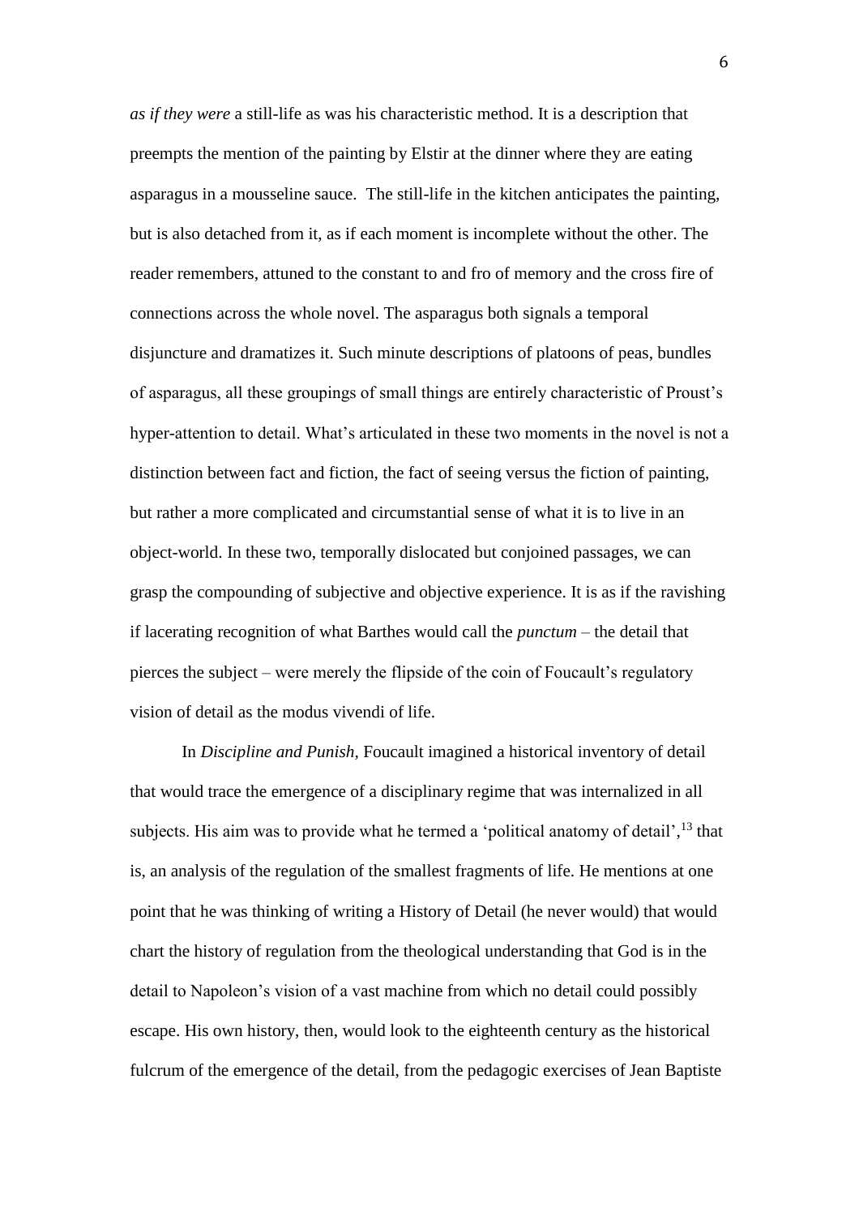*as if they were* a still-life as was his characteristic method. It is a description that preempts the mention of the painting by Elstir at the dinner where they are eating asparagus in a mousseline sauce. The still-life in the kitchen anticipates the painting, but is also detached from it, as if each moment is incomplete without the other. The reader remembers, attuned to the constant to and fro of memory and the cross fire of connections across the whole novel. The asparagus both signals a temporal disjuncture and dramatizes it. Such minute descriptions of platoons of peas, bundles of asparagus, all these groupings of small things are entirely characteristic of Proust's hyper-attention to detail. What's articulated in these two moments in the novel is not a distinction between fact and fiction, the fact of seeing versus the fiction of painting, but rather a more complicated and circumstantial sense of what it is to live in an object-world. In these two, temporally dislocated but conjoined passages, we can grasp the compounding of subjective and objective experience. It is as if the ravishing if lacerating recognition of what Barthes would call the *punctum* – the detail that pierces the subject – were merely the flipside of the coin of Foucault's regulatory vision of detail as the modus vivendi of life.

In *Discipline and Punish*, Foucault imagined a historical inventory of detail that would trace the emergence of a disciplinary regime that was internalized in all subjects. His aim was to provide what he termed a 'political anatomy of detail',[13] that is, an analysis of the regulation of the smallest fragments of life. He mentions at one point that he was thinking of writing a History of Detail (he never would) that would chart the history of regulation from the theological understanding that God is in the detail to Napoleon's vision of a vast machine from which no detail could possibly escape. His own history, then, would look to the eighteenth century as the historical fulcrum of the emergence of the detail, from the pedagogic exercises of Jean Baptiste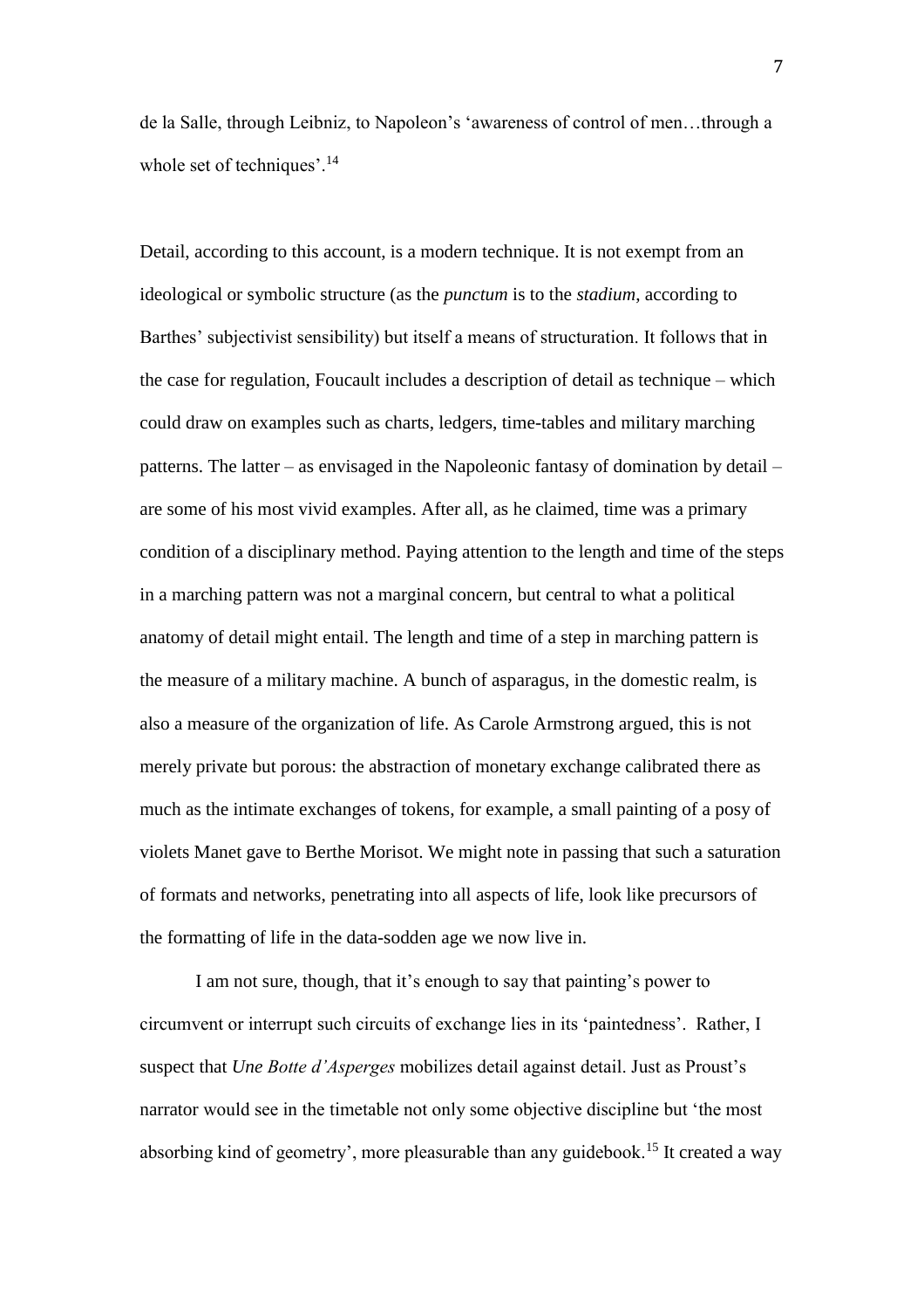de la Salle, through Leibniz, to Napoleon's 'awareness of control of men…through a whole set of techniques'.[14]

Detail, according to this account, is a modern technique. It is not exempt from an ideological or symbolic structure (as the *punctum* is to the *stadium*, according to Barthes' subjectivist sensibility) but itself a means of structuration. It follows that in the case for regulation, Foucault includes a description of detail as technique – which could draw on examples such as charts, ledgers, time-tables and military marching patterns. The latter – as envisaged in the Napoleonic fantasy of domination by detail – are some of his most vivid examples. After all, as he claimed, time was a primary condition of a disciplinary method. Paying attention to the length and time of the steps in a marching pattern was not a marginal concern, but central to what a political anatomy of detail might entail. The length and time of a step in marching pattern is the measure of a military machine. A bunch of asparagus, in the domestic realm, is also a measure of the organization of life. As Carole Armstrong argued, this is not merely private but porous: the abstraction of monetary exchange calibrated there as much as the intimate exchanges of tokens, for example, a small painting of a posy of violets Manet gave to Berthe Morisot. We might note in passing that such a saturation of formats and networks, penetrating into all aspects of life, look like precursors of the formatting of life in the data-sodden age we now live in.

I am not sure, though, that it's enough to say that painting's power to circumvent or interrupt such circuits of exchange lies in its 'paintedness'. Rather, I suspect that *Une Botte d'Asperges* mobilizes detail against detail. Just as Proust's narrator would see in the timetable not only some objective discipline but 'the most absorbing kind of geometry', more pleasurable than any guidebook.[15] It created a way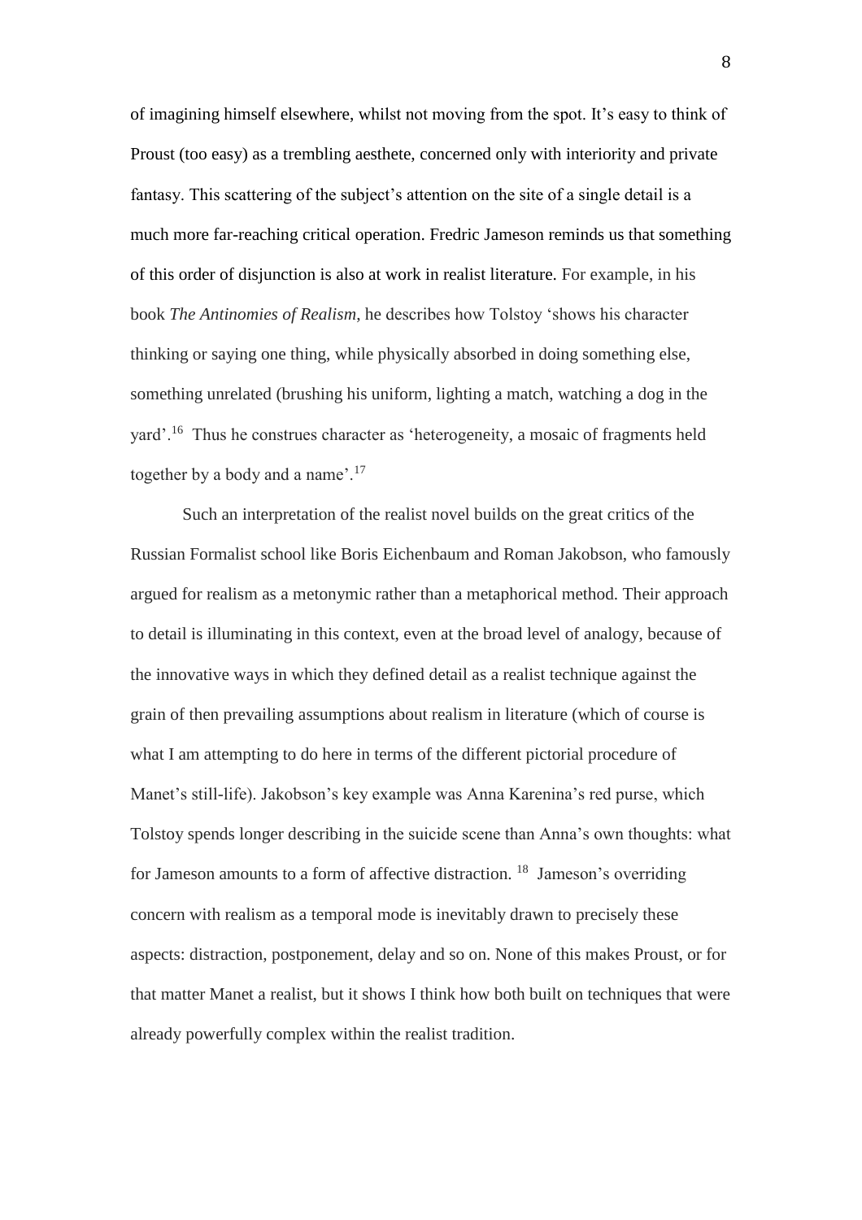of imagining himself elsewhere, whilst not moving from the spot. It's easy to think of Proust (too easy) as a trembling aesthete, concerned only with interiority and private fantasy. This scattering of the subject's attention on the site of a single detail is a much more far-reaching critical operation. Fredric Jameson reminds us that something of this order of disjunction is also at work in realist literature. For example, in his book *The Antinomies of Realism*, he describes how Tolstoy 'shows his character thinking or saying one thing, while physically absorbed in doing something else, something unrelated (brushing his uniform, lighting a match, watching a dog in the yard'.[16] Thus he construes character as 'heterogeneity, a mosaic of fragments held together by a body and a name'.[17]

Such an interpretation of the realist novel builds on the great critics of the Russian Formalist school like Boris Eichenbaum and Roman Jakobson, who famously argued for realism as a metonymic rather than a metaphorical method. Their approach to detail is illuminating in this context, even at the broad level of analogy, because of the innovative ways in which they defined detail as a realist technique against the grain of then prevailing assumptions about realism in literature (which of course is what I am attempting to do here in terms of the different pictorial procedure of Manet's still-life). Jakobson's key example was Anna Karenina's red purse, which Tolstoy spends longer describing in the suicide scene than Anna's own thoughts: what for Jameson amounts to a form of affective distraction.[18] Jameson's overriding concern with realism as a temporal mode is inevitably drawn to precisely these aspects: distraction, postponement, delay and so on. None of this makes Proust, or for that matter Manet a realist, but it shows I think how both built on techniques that were already powerfully complex within the realist tradition.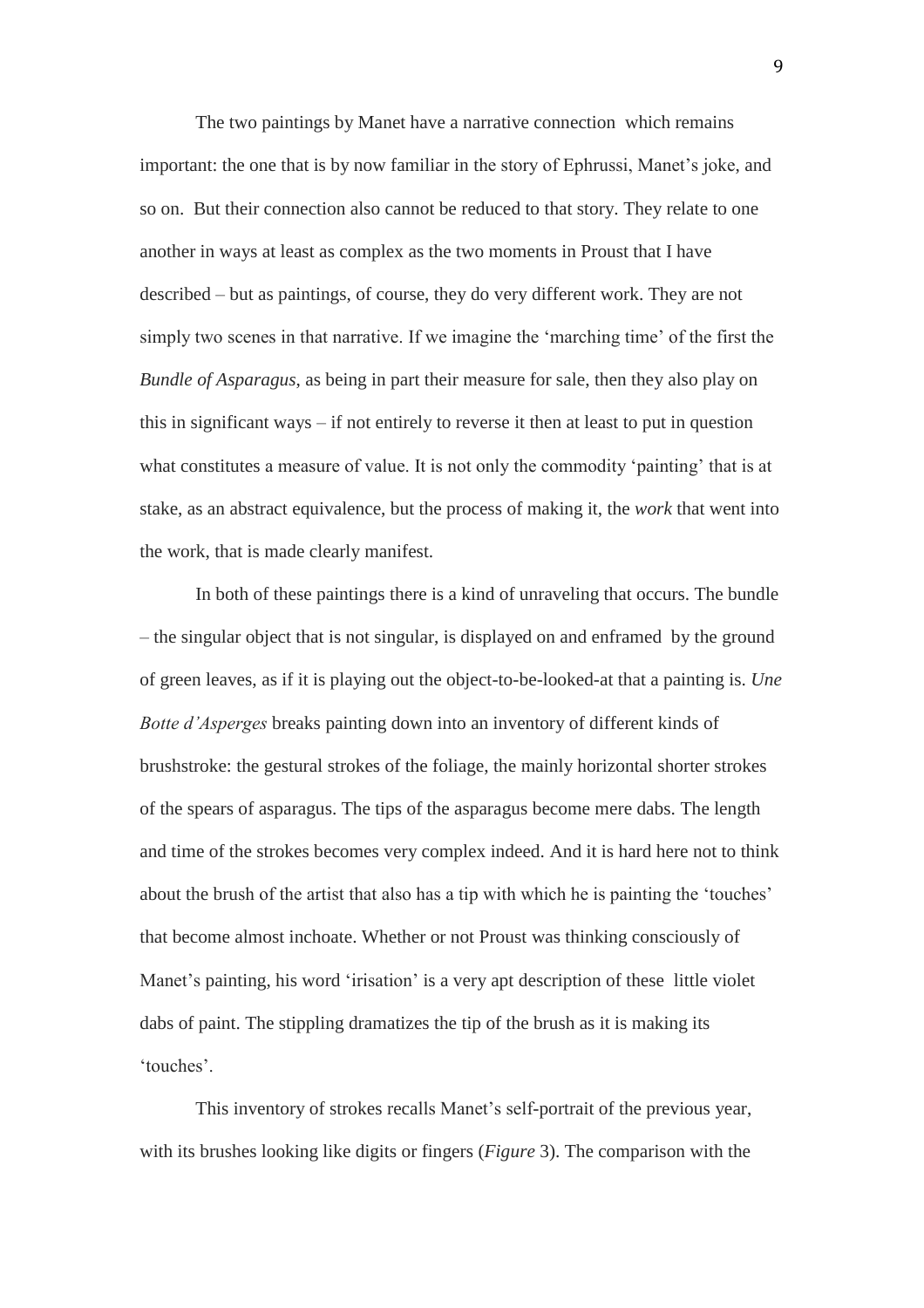The two paintings by Manet have a narrative connection which remains important: the one that is by now familiar in the story of Ephrussi, Manet's joke, and so on. But their connection also cannot be reduced to that story. They relate to one another in ways at least as complex as the two moments in Proust that I have described – but as paintings, of course, they do very different work. They are not simply two scenes in that narrative. If we imagine the 'marching time' of the first the *Bundle of Asparagus*, as being in part their measure for sale, then they also play on this in significant ways – if not entirely to reverse it then at least to put in question what constitutes a measure of value. It is not only the commodity 'painting' that is at stake, as an abstract equivalence, but the process of making it, the *work* that went into the work, that is made clearly manifest.

In both of these paintings there is a kind of unraveling that occurs. The bundle – the singular object that is not singular, is displayed on and enframed by the ground of green leaves, as if it is playing out the object-to-be-looked-at that a painting is. *Une Botte d'Asperges* breaks painting down into an inventory of different kinds of brushstroke: the gestural strokes of the foliage, the mainly horizontal shorter strokes of the spears of asparagus. The tips of the asparagus become mere dabs. The length and time of the strokes becomes very complex indeed. And it is hard here not to think about the brush of the artist that also has a tip with which he is painting the 'touches' that become almost inchoate. Whether or not Proust was thinking consciously of Manet's painting, his word 'irisation' is a very apt description of these little violet dabs of paint. The stippling dramatizes the tip of the brush as it is making its 'touches'.

This inventory of strokes recalls Manet's self-portrait of the previous year, with its brushes looking like digits or fingers (*Figure* 3). The comparison with the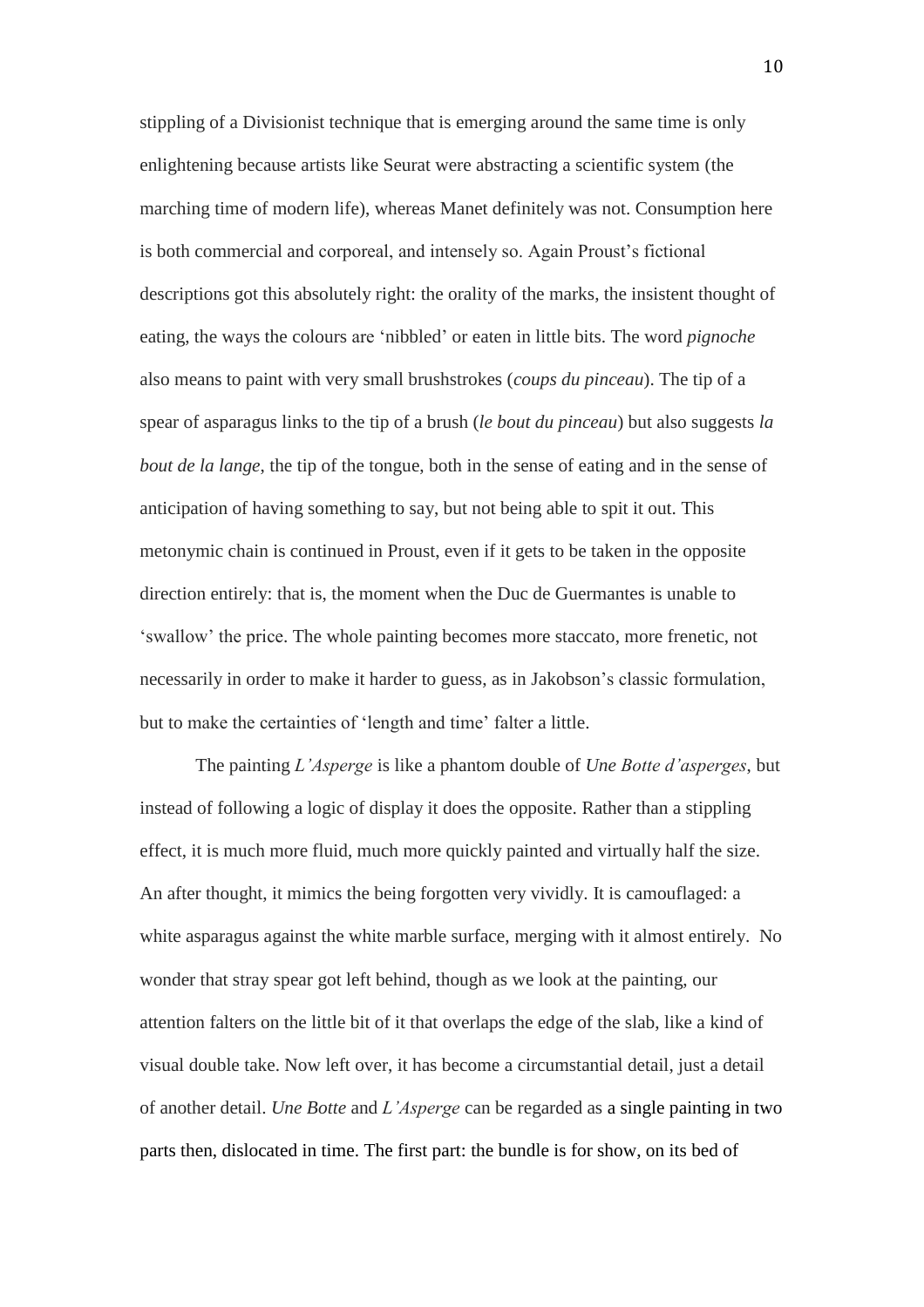stippling of a Divisionist technique that is emerging around the same time is only enlightening because artists like Seurat were abstracting a scientific system (the marching time of modern life), whereas Manet definitely was not. Consumption here is both commercial and corporeal, and intensely so. Again Proust's fictional descriptions got this absolutely right: the orality of the marks, the insistent thought of eating, the ways the colours are 'nibbled' or eaten in little bits. The word *pignoche* also means to paint with very small brushstrokes (*coups du pinceau*). The tip of a spear of asparagus links to the tip of a brush (*le bout du pinceau*) but also suggests *la bout de la lange*, the tip of the tongue, both in the sense of eating and in the sense of anticipation of having something to say, but not being able to spit it out. This metonymic chain is continued in Proust, even if it gets to be taken in the opposite direction entirely: that is, the moment when the Duc de Guermantes is unable to 'swallow' the price. The whole painting becomes more staccato, more frenetic, not necessarily in order to make it harder to guess, as in Jakobson's classic formulation, but to make the certainties of 'length and time' falter a little.

The painting *L'Asperge* is like a phantom double of *Une Botte d'asperges*, but instead of following a logic of display it does the opposite. Rather than a stippling effect, it is much more fluid, much more quickly painted and virtually half the size. An after thought, it mimics the being forgotten very vividly. It is camouflaged: a white asparagus against the white marble surface, merging with it almost entirely. No wonder that stray spear got left behind, though as we look at the painting, our attention falters on the little bit of it that overlaps the edge of the slab, like a kind of visual double take. Now left over, it has become a circumstantial detail, just a detail of another detail. *Une Botte* and *L'Asperge* can be regarded as a single painting in two parts then, dislocated in time. The first part: the bundle is for show, on its bed of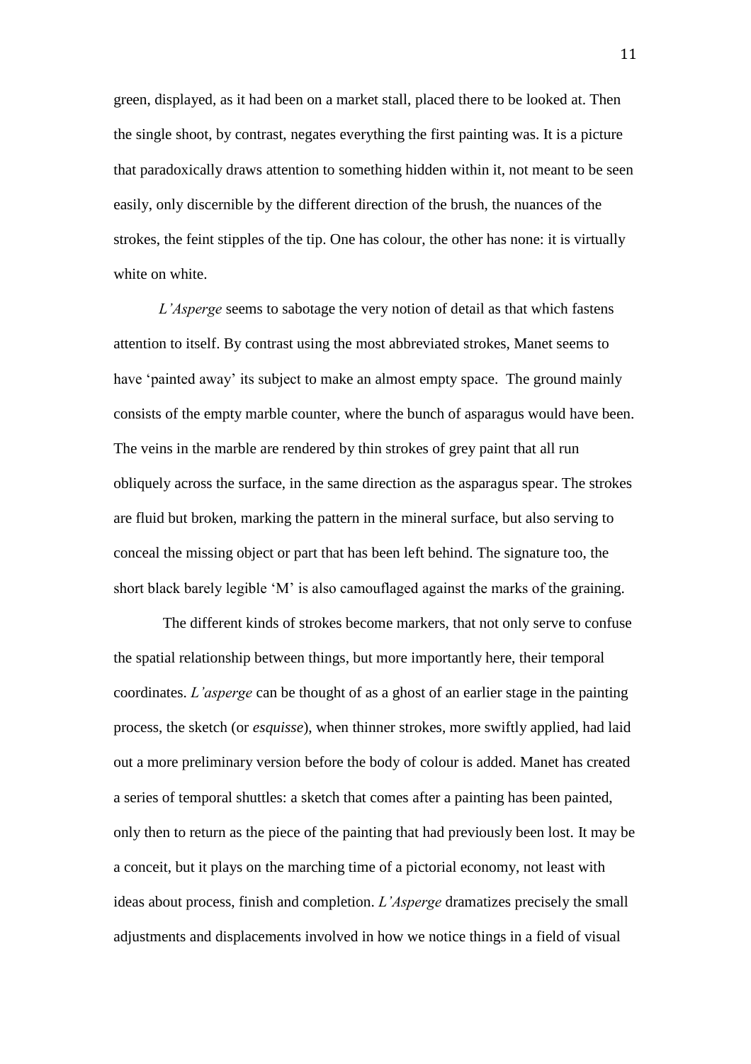green, displayed, as it had been on a market stall, placed there to be looked at. Then the single shoot, by contrast, negates everything the first painting was. It is a picture that paradoxically draws attention to something hidden within it, not meant to be seen easily, only discernible by the different direction of the brush, the nuances of the strokes, the feint stipples of the tip. One has colour, the other has none: it is virtually white on white.

*L'Asperge* seems to sabotage the very notion of detail as that which fastens attention to itself. By contrast using the most abbreviated strokes, Manet seems to have 'painted away' its subject to make an almost empty space. The ground mainly consists of the empty marble counter, where the bunch of asparagus would have been. The veins in the marble are rendered by thin strokes of grey paint that all run obliquely across the surface, in the same direction as the asparagus spear. The strokes are fluid but broken, marking the pattern in the mineral surface, but also serving to conceal the missing object or part that has been left behind. The signature too, the short black barely legible 'M' is also camouflaged against the marks of the graining.

The different kinds of strokes become markers, that not only serve to confuse the spatial relationship between things, but more importantly here, their temporal coordinates. *L'asperge* can be thought of as a ghost of an earlier stage in the painting process, the sketch (or *esquisse*), when thinner strokes, more swiftly applied, had laid out a more preliminary version before the body of colour is added. Manet has created a series of temporal shuttles: a sketch that comes after a painting has been painted, only then to return as the piece of the painting that had previously been lost. It may be a conceit, but it plays on the marching time of a pictorial economy, not least with ideas about process, finish and completion. *L'Asperge* dramatizes precisely the small adjustments and displacements involved in how we notice things in a field of visual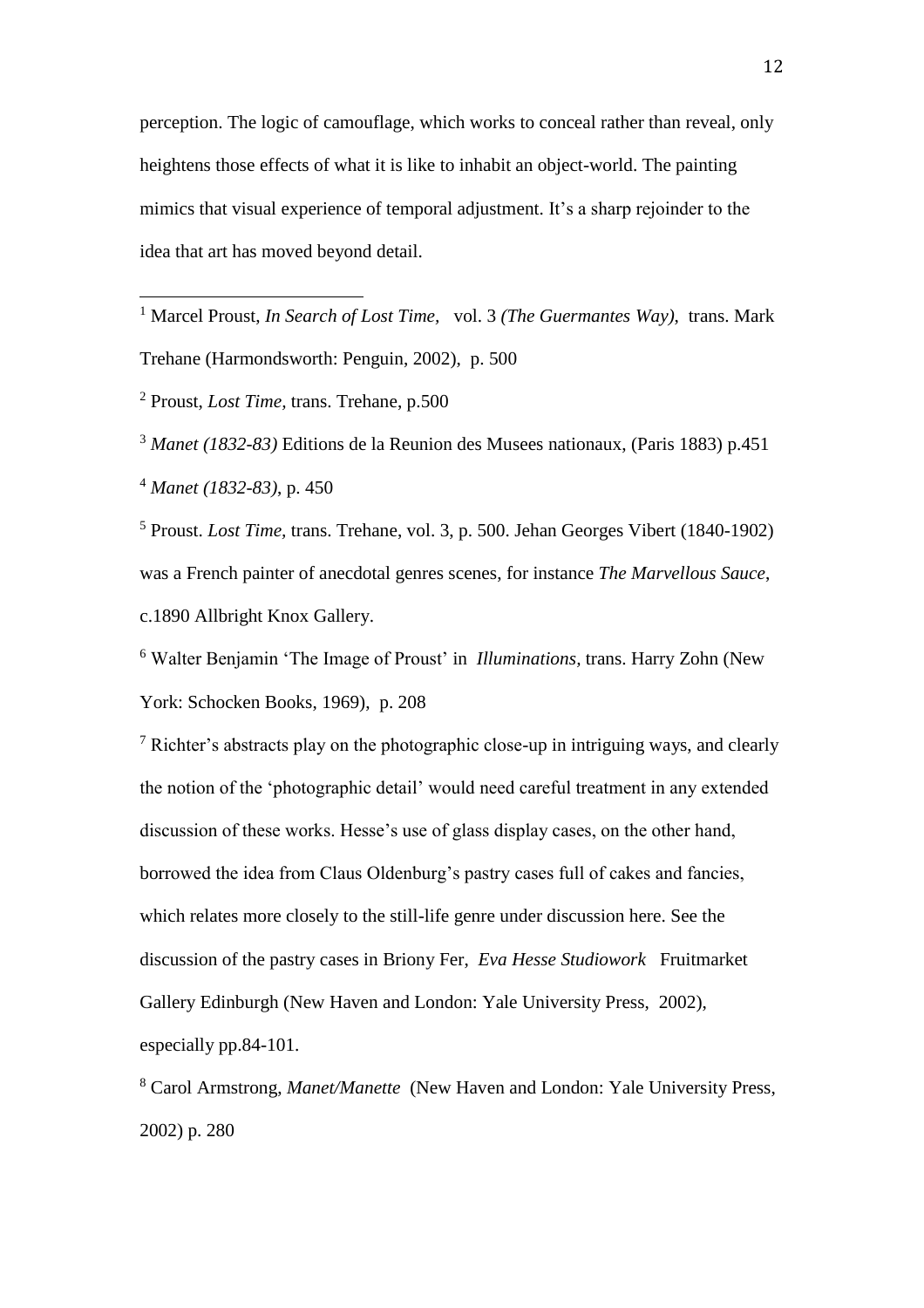perception. The logic of camouflage, which works to conceal rather than reveal, only heightens those effects of what it is like to inhabit an object-world. The painting mimics that visual experience of temporal adjustment. It's a sharp rejoinder to the idea that art has moved beyond detail.

---

[1] Marcel Proust, *In Search of Lost Time,* vol. 3 *(The Guermantes Way)*, trans. Mark Trehane (Harmondsworth: Penguin, 2002), p. 500

[2] Proust, *Lost Time*, trans. Trehane, p.500

[3] *Manet (1832-83)* Editions de la Reunion des Musees nationaux, (Paris 1883) p.451

[4] *Manet (1832-83)*, p. 450

[5] Proust. *Lost Time,* trans. Trehane, vol. 3, p. 500. Jehan Georges Vibert (1840-1902) was a French painter of anecdotal genres scenes, for instance *The Marvellous Sauce*, c.1890 Allbright Knox Gallery.

[6] Walter Benjamin 'The Image of Proust' in *Illuminations,* trans. Harry Zohn (New York: Schocken Books, 1969), p. 208

[7] Richter's abstracts play on the photographic close-up in intriguing ways, and clearly the notion of the 'photographic detail' would need careful treatment in any extended discussion of these works. Hesse's use of glass display cases, on the other hand, borrowed the idea from Claus Oldenburg's pastry cases full of cakes and fancies, which relates more closely to the still-life genre under discussion here. See the discussion of the pastry cases in Briony Fer, *Eva Hesse Studiowork* Fruitmarket Gallery Edinburgh (New Haven and London: Yale University Press, 2002), especially pp.84-101.

[8] Carol Armstrong, *Manet/Manette* (New Haven and London: Yale University Press, 2002) p. 280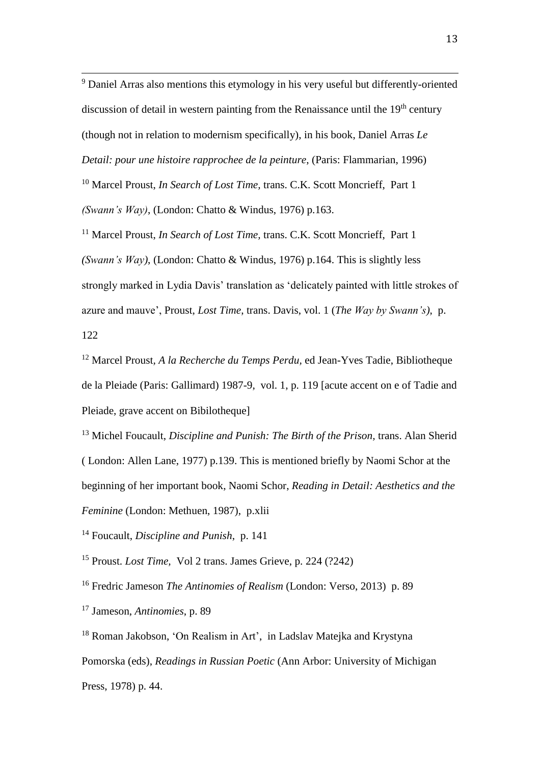[9] Daniel Arras also mentions this etymology in his very useful but differently-oriented discussion of detail in western painting from the Renaissance until the 19th century (though not in relation to modernism specifically), in his book, Daniel Arras *Le Detail: pour une histoire rapprochee de la peinture*, (Paris: Flammarian, 1996)

[10] Marcel Proust, *In Search of Lost Time,* trans. C.K. Scott Moncrieff, Part 1 *(Swann's Way)*, (London: Chatto & Windus, 1976) p.163.

[11] Marcel Proust, *In Search of Lost Time,* trans. C.K. Scott Moncrieff, Part 1 *(Swann's Way)*, (London: Chatto & Windus, 1976) p.164. This is slightly less strongly marked in Lydia Davis' translation as 'delicately painted with little strokes of azure and mauve', Proust, *Lost Time*, trans. Davis, vol. 1 (*The Way by Swann's)*, p. 122

[12] Marcel Proust, *A la Recherche du Temps Perdu*, ed Jean-Yves Tadie, Bibliotheque de la Pleiade (Paris: Gallimard) 1987-9, vol. 1, p. 119 [acute accent on e of Tadie and Pleiade, grave accent on Bibilotheque]

[13] Michel Foucault, *Discipline and Punish: The Birth of the Prison,* trans. Alan Sherid ( London: Allen Lane, 1977) p.139. This is mentioned briefly by Naomi Schor at the beginning of her important book, Naomi Schor, *Reading in Detail: Aesthetics and the Feminine* (London: Methuen, 1987), p.xlii

[14] Foucault, *Discipline and Punish*, p. 141

[15] Proust. *Lost Time*, Vol 2 trans. James Grieve, p. 224 (?242)

[16] Fredric Jameson *The Antinomies of Realism* (London: Verso, 2013) p. 89

[17] Jameson, *Antinomies*, p. 89

[18] Roman Jakobson, 'On Realism in Art', in Ladslav Matejka and Krystyna Pomorska (eds), *Readings in Russian Poetic* (Ann Arbor: University of Michigan Press, 1978) p. 44.